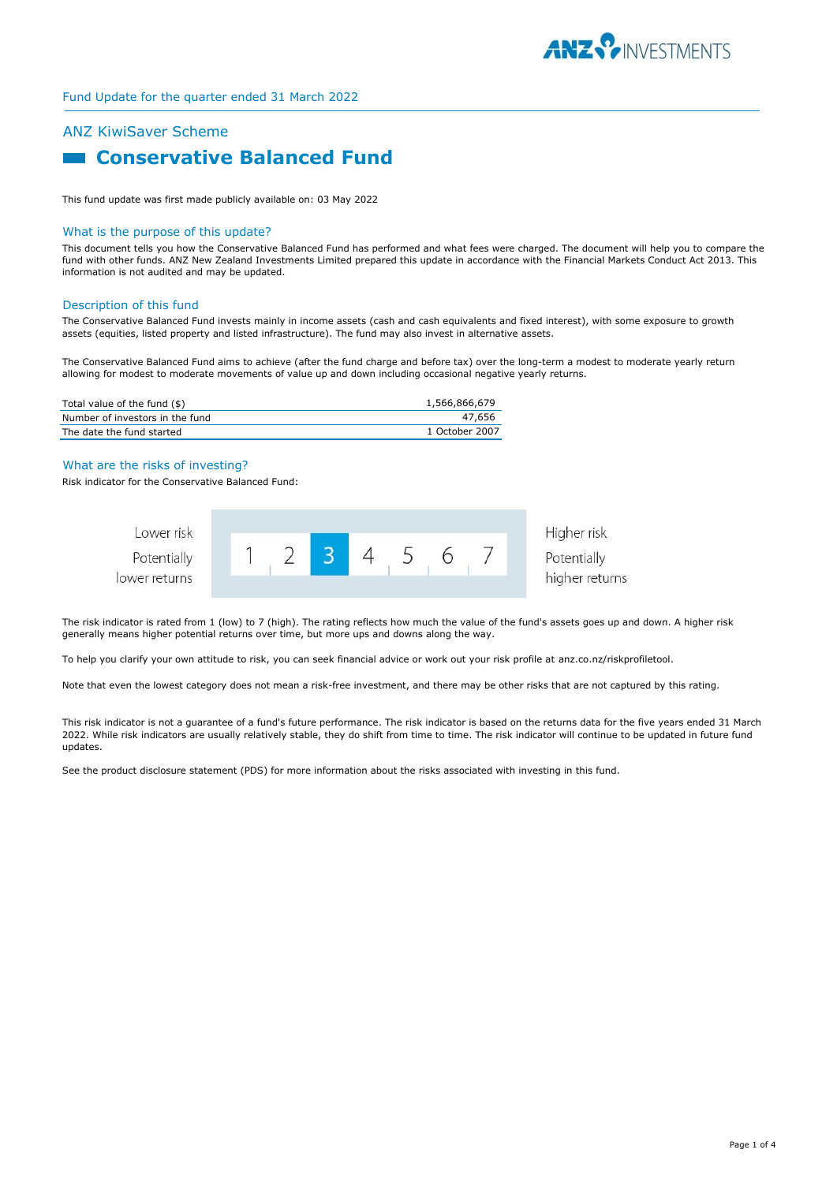Fund Update for the quarter ended 31 March 2022

## ANZ KiwiSaver Scheme

# Conservative Balanced Fund

This fund update was first made publicly available on: 03 May 2022

### What is the purpose of this update?

This document tells you how the Conservative Balanced Fund has performed and what fees were charged. The document will help you to compare the fund with other funds. ANZ New Zealand Investments Limited prepared this update in accordance with the Financial Markets Conduct Act 2013. This information is not audited and may be updated.

### Description of this fund

The Conservative Balanced Fund invests mainly in income assets (cash and cash equivalents and fixed interest), with some exposure to growth assets (equities, listed property and listed infrastructure). The fund may also invest in alternative assets.

The Conservative Balanced Fund aims to achieve (after the fund charge and before tax) over the long-term a modest to moderate yearly return allowing for modest to moderate movements of value up and down including occasional negative yearly returns.

| | |
|---|---|
| Total value of the fund ($) | 1,566,866,679 |
| Number of investors in the fund | 47,656 |
| The date the fund started | 1 October 2007 |

### What are the risks of investing?

Risk indicator for the Conservative Balanced Fund:

| Lower risk<br>Potentially lower returns | 1 | 2 | **3** | 4 | 5 | 6 | 7 | Higher risk<br>Potentially higher returns |
|---|---|---|---|---|---|---|---|---|

The risk indicator is rated from 1 (low) to 7 (high). The rating reflects how much the value of the fund's assets goes up and down. A higher risk generally means higher potential returns over time, but more ups and downs along the way.

To help you clarify your own attitude to risk, you can seek financial advice or work out your risk profile at anz.co.nz/riskprofiletool.

Note that even the lowest category does not mean a risk-free investment, and there may be other risks that are not captured by this rating.

This risk indicator is not a guarantee of a fund's future performance. The risk indicator is based on the returns data for the five years ended 31 March 2022. While risk indicators are usually relatively stable, they do shift from time to time. The risk indicator will continue to be updated in future fund updates.

See the product disclosure statement (PDS) for more information about the risks associated with investing in this fund.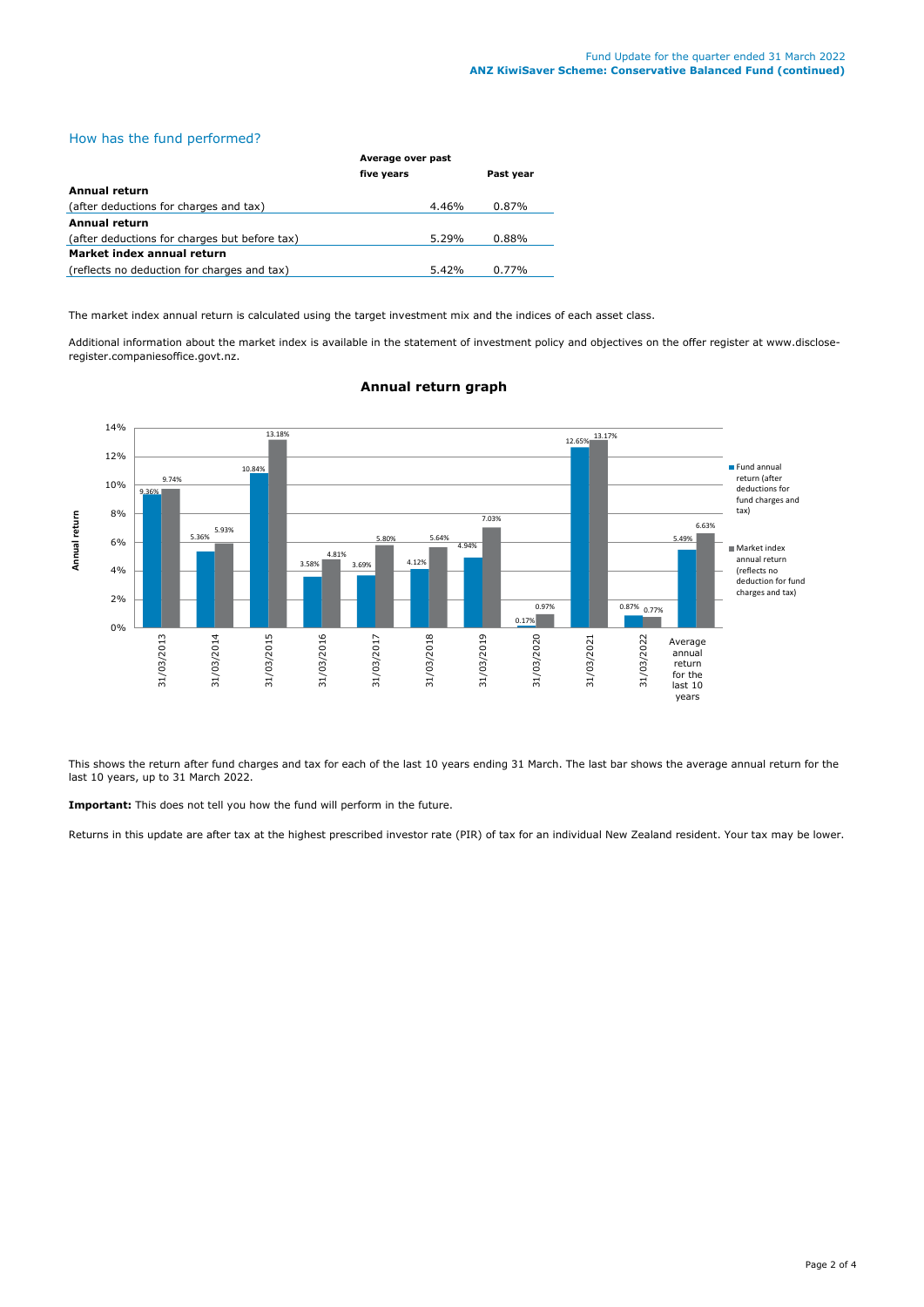## How has the fund performed?

| | Average over past five years | Past year |
|---|---|---|
| **Annual return** | | |
| (after deductions for charges and tax) | 4.46% | 0.87% |
| **Annual return** | | |
| (after deductions for charges but before tax) | 5.29% | 0.88% |
| **Market index annual return** | | |
| (reflects no deduction for charges and tax) | 5.42% | 0.77% |

The market index annual return is calculated using the target investment mix and the indices of each asset class.

Additional information about the market index is available in the statement of investment policy and objectives on the offer register at www.disclose-register.companiesoffice.govt.nz.

### Annual return graph

| Year | Fund annual return (after deductions for fund charges and tax) | Market index annual return (reflects no deduction for fund charges and tax) |
|---|---|---|
| 31/03/2013 | 9.36% | 9.74% |
| 31/03/2014 | 5.36% | 5.93% |
| 31/03/2015 | 10.84% | 13.18% |
| 31/03/2016 | 3.58% | 4.81% |
| 31/03/2017 | 3.69% | 5.80% |
| 31/03/2018 | 4.12% | 5.64% |
| 31/03/2019 | 4.94% | 7.03% |
| 31/03/2020 | 0.17% | 0.97% |
| 31/03/2021 | 12.65% | 13.17% |
| 31/03/2022 | 0.87% | 0.77% |
| Average annual return for the last 10 years | 5.49% | 6.63% |

This shows the return after fund charges and tax for each of the last 10 years ending 31 March. The last bar shows the average annual return for the last 10 years, up to 31 March 2022.

**Important:** This does not tell you how the fund will perform in the future.

Returns in this update are after tax at the highest prescribed investor rate (PIR) of tax for an individual New Zealand resident. Your tax may be lower.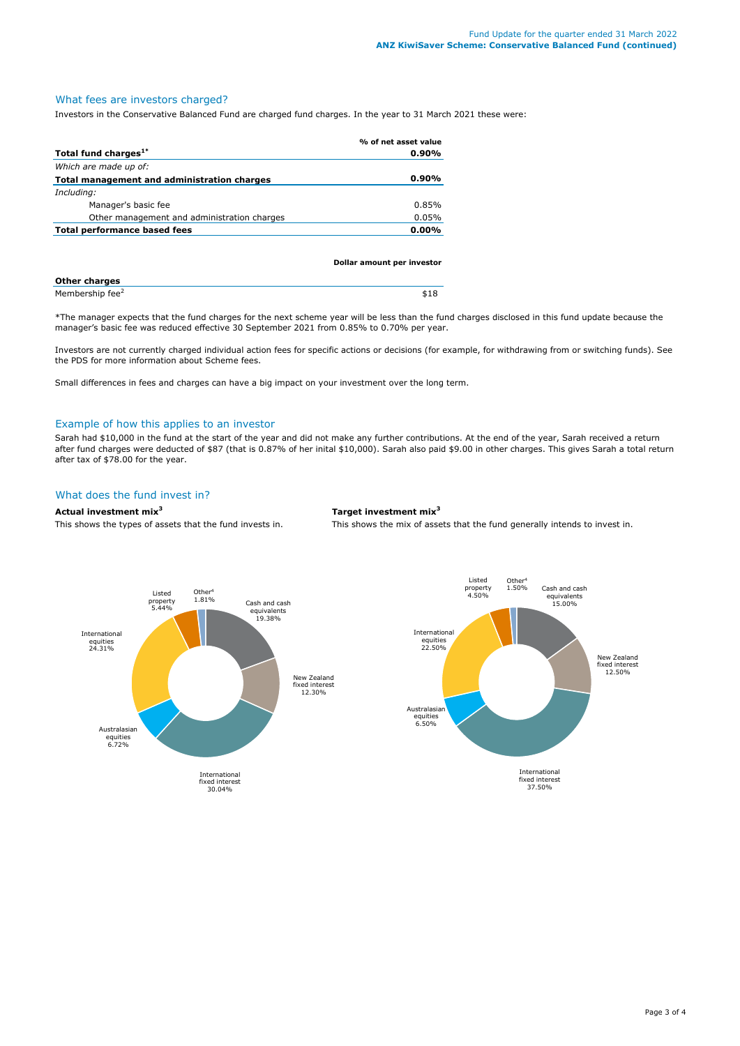## What fees are investors charged?

Investors in the Conservative Balanced Fund are charged fund charges. In the year to 31 March 2021 these were:

| | % of net asset value |
|---|---|
| **Total fund charges[1*]** | **0.90%** |
| *Which are made up of:* | |
| **Total management and administration charges** | **0.90%** |
| *Including:* | |
| Manager's basic fee | 0.85% |
| Other management and administration charges | 0.05% |
| **Total performance based fees** | **0.00%** |

| | Dollar amount per investor |
|---|---|
| **Other charges** | |
| Membership fee[2] | $18 |

*The manager expects that the fund charges for the next scheme year will be less than the fund charges disclosed in this fund update because the manager's basic fee was reduced effective 30 September 2021 from 0.85% to 0.70% per year.

Investors are not currently charged individual action fees for specific actions or decisions (for example, for withdrawing from or switching funds). See the PDS for more information about Scheme fees.

Small differences in fees and charges can have a big impact on your investment over the long term.

## Example of how this applies to an investor

Sarah had $10,000 in the fund at the start of the year and did not make any further contributions. At the end of the year, Sarah received a return after fund charges were deducted of $87 (that is 0.87% of her inital $10,000). Sarah also paid $9.00 in other charges. This gives Sarah a total return after tax of $78.00 for the year.

## What does the fund invest in?

**Actual investment mix[3]**

This shows the types of assets that the fund invests in.

| Asset type | % |
|---|---|
| Cash and cash equivalents | 19.38% |
| New Zealand fixed interest | 12.30% |
| International fixed interest | 30.04% |
| Australasian equities | 6.72% |
| International equities | 24.31% |
| Listed property | 5.44% |
| Other[4] | 1.81% |

**Target investment mix[3]**

This shows the mix of assets that the fund generally intends to invest in.

| Asset type | % |
|---|---|
| Cash and cash equivalents | 15.00% |
| New Zealand fixed interest | 12.50% |
| International fixed interest | 37.50% |
| Australasian equities | 6.50% |
| International equities | 22.50% |
| Listed property | 4.50% |
| Other[4] | 1.50% |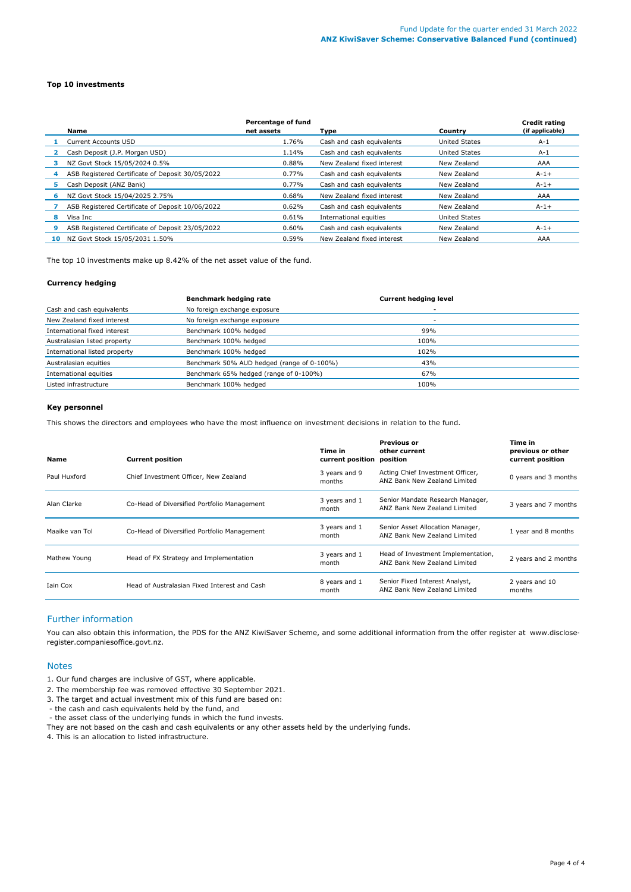### Top 10 investments

| | Name | Percentage of fund net assets | Type | Country | Credit rating (if applicable) |
|---|---|---|---|---|---|
| 1 | Current Accounts USD | 1.76% | Cash and cash equivalents | United States | A-1 |
| 2 | Cash Deposit (J.P. Morgan USD) | 1.14% | Cash and cash equivalents | United States | A-1 |
| 3 | NZ Govt Stock 15/05/2024 0.5% | 0.88% | New Zealand fixed interest | New Zealand | AAA |
| 4 | ASB Registered Certificate of Deposit 30/05/2022 | 0.77% | Cash and cash equivalents | New Zealand | A-1+ |
| 5 | Cash Deposit (ANZ Bank) | 0.77% | Cash and cash equivalents | New Zealand | A-1+ |
| 6 | NZ Govt Stock 15/04/2025 2.75% | 0.68% | New Zealand fixed interest | New Zealand | AAA |
| 7 | ASB Registered Certificate of Deposit 10/06/2022 | 0.62% | Cash and cash equivalents | New Zealand | A-1+ |
| 8 | Visa Inc | 0.61% | International equities | United States | |
| 9 | ASB Registered Certificate of Deposit 23/05/2022 | 0.60% | Cash and cash equivalents | New Zealand | A-1+ |
| 10 | NZ Govt Stock 15/05/2031 1.50% | 0.59% | New Zealand fixed interest | New Zealand | AAA |

The top 10 investments make up 8.42% of the net asset value of the fund.

### Currency hedging

| | Benchmark hedging rate | Current hedging level |
|---|---|---|
| Cash and cash equivalents | No foreign exchange exposure | - |
| New Zealand fixed interest | No foreign exchange exposure | - |
| International fixed interest | Benchmark 100% hedged | 99% |
| Australasian listed property | Benchmark 100% hedged | 100% |
| International listed property | Benchmark 100% hedged | 102% |
| Australasian equities | Benchmark 50% AUD hedged (range of 0-100%) | 43% |
| International equities | Benchmark 65% hedged (range of 0-100%) | 67% |
| Listed infrastructure | Benchmark 100% hedged | 100% |

### Key personnel

This shows the directors and employees who have the most influence on investment decisions in relation to the fund.

| Name | Current position | Time in current position | Previous or other current position | Time in previous or other current position |
|---|---|---|---|---|
| Paul Huxford | Chief Investment Officer, New Zealand | 3 years and 9 months | Acting Chief Investment Officer, ANZ Bank New Zealand Limited | 0 years and 3 months |
| Alan Clarke | Co-Head of Diversified Portfolio Management | 3 years and 1 month | Senior Mandate Research Manager, ANZ Bank New Zealand Limited | 3 years and 7 months |
| Maaike van Tol | Co-Head of Diversified Portfolio Management | 3 years and 1 month | Senior Asset Allocation Manager, ANZ Bank New Zealand Limited | 1 year and 8 months |
| Mathew Young | Head of FX Strategy and Implementation | 3 years and 1 month | Head of Investment Implementation, ANZ Bank New Zealand Limited | 2 years and 2 months |
| Iain Cox | Head of Australasian Fixed Interest and Cash | 8 years and 1 month | Senior Fixed Interest Analyst, ANZ Bank New Zealand Limited | 2 years and 10 months |

## Further information

You can also obtain this information, the PDS for the ANZ KiwiSaver Scheme, and some additional information from the offer register at www.disclose-register.companiesoffice.govt.nz.

## Notes

1. Our fund charges are inclusive of GST, where applicable.
2. The membership fee was removed effective 30 September 2021.
3. The target and actual investment mix of this fund are based on:
 - the cash and cash equivalents held by the fund, and
 - the asset class of the underlying funds in which the fund invests.

They are not based on the cash and cash equivalents or any other assets held by the underlying funds.

4. This is an allocation to listed infrastructure.